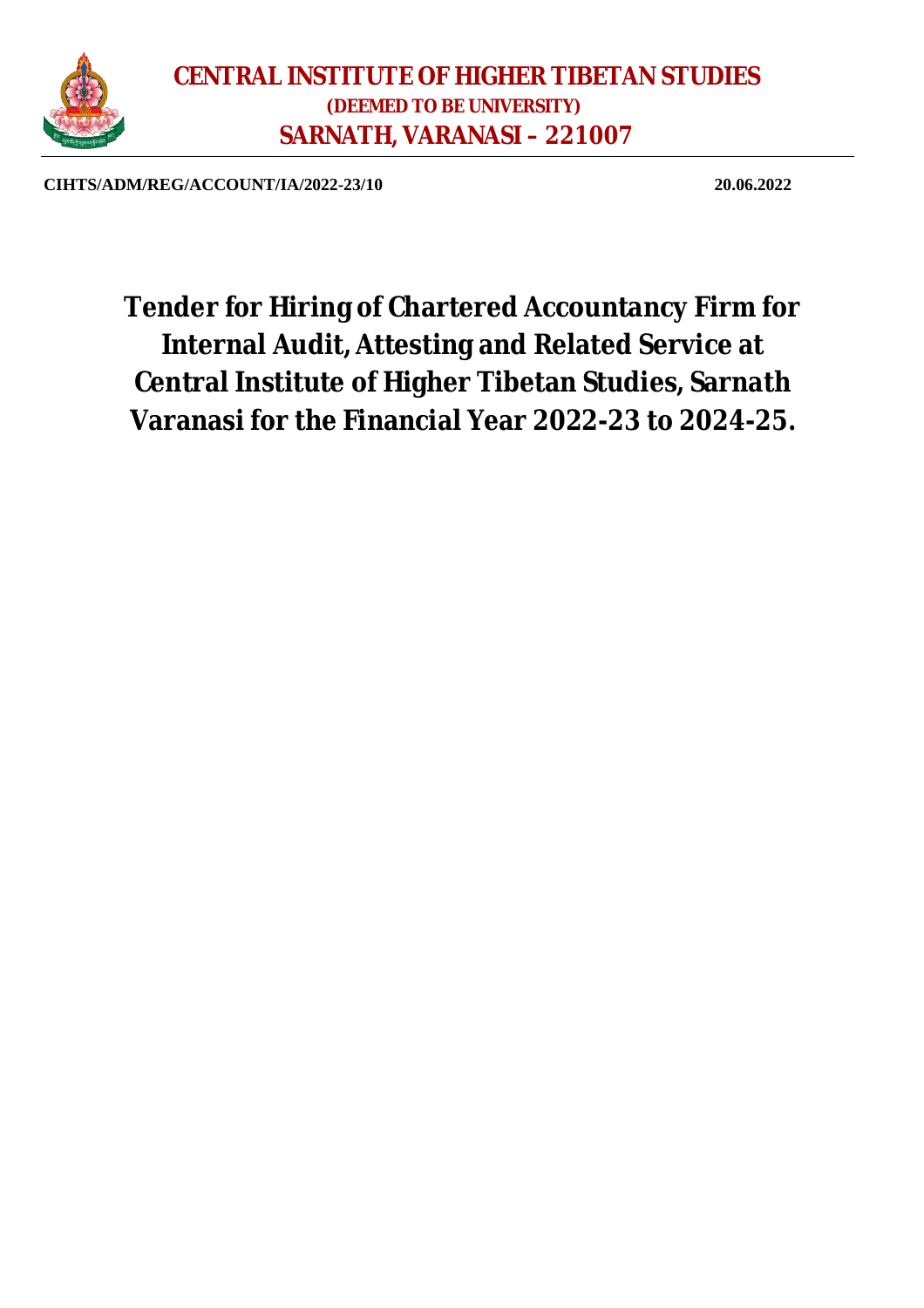# CENTRAL INSTITUTE OF HIGHER TIBETAN STUDIES

**(DEEMED TO BE UNIVERSITY)**

**SARNATH, VARANASI – 221007**

**CIHTS/ADM/REG/ACCOUNT/IA/2022-23/10** **20.06.2022**

# Tender for Hiring of Chartered Accountancy Firm for Internal Audit, Attesting and Related Service at Central Institute of Higher Tibetan Studies, Sarnath Varanasi for the Financial Year 2022-23 to 2024-25.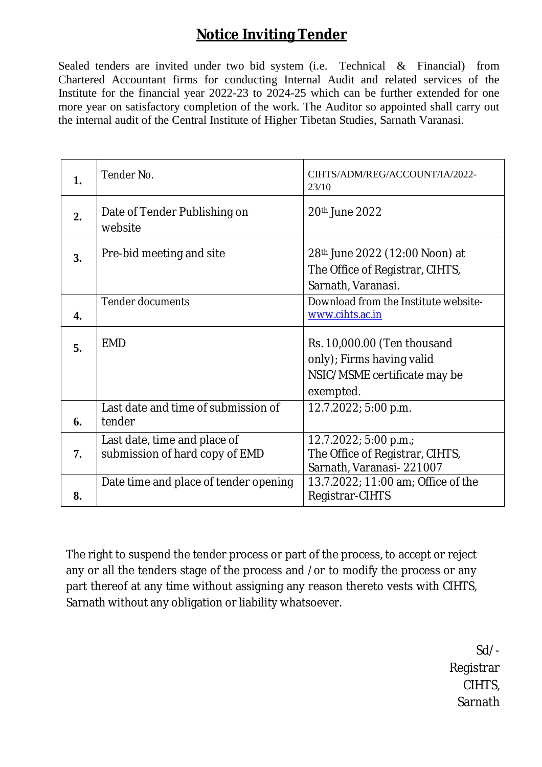# Notice Inviting Tender

Sealed tenders are invited under two bid system (i.e. Technical & Financial) from Chartered Accountant firms for conducting Internal Audit and related services of the Institute for the financial year 2022-23 to 2024-25 which can be further extended for one more year on satisfactory completion of the work. The Auditor so appointed shall carry out the internal audit of the Central Institute of Higher Tibetan Studies, Sarnath Varanasi.

| | | |
|---|---|---|
| **1.** | Tender No. | CIHTS/ADM/REG/ACCOUNT/IA/2022-23/10 |
| **2.** | Date of Tender Publishing on website | 20th June 2022 |
| **3.** | Pre-bid meeting and site | 28th June 2022 (12:00 Noon) at The Office of Registrar, CIHTS, Sarnath, Varanasi. |
| **4.** | Tender documents | Download from the Institute website- www.cihts.ac.in |
| **5.** | EMD | Rs. 10,000.00 (Ten thousand only); Firms having valid NSIC/MSME certificate may be exempted. |
| **6.** | Last date and time of submission of tender | 12.7.2022; 5:00 p.m. |
| **7.** | Last date, time and place of submission of hard copy of EMD | 12.7.2022; 5:00 p.m.; The Office of Registrar, CIHTS, Sarnath, Varanasi- 221007 |
| **8.** | Date time and place of tender opening | 13.7.2022; 11:00 am; Office of the Registrar-CIHTS |

The right to suspend the tender process or part of the process, to accept or reject any or all the tenders stage of the process and /or to modify the process or any part thereof at any time without assigning any reason thereto vests with CIHTS, Sarnath without any obligation or liability whatsoever.

Sd/-
Registrar
CIHTS,
Sarnath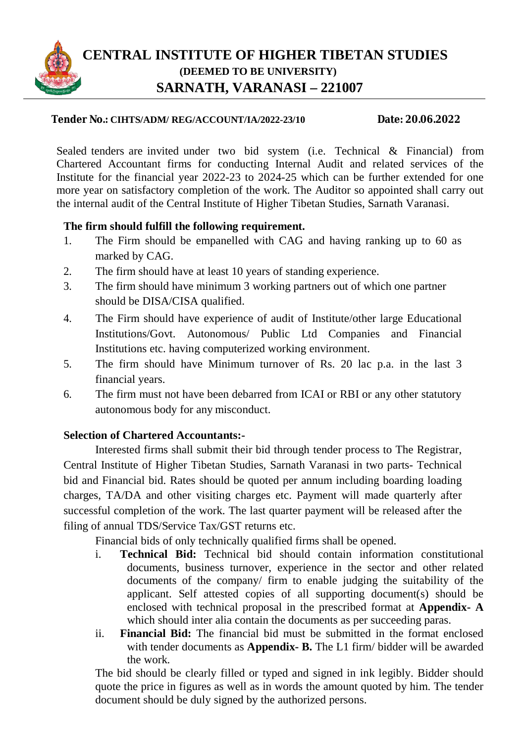# CENTRAL INSTITUTE OF HIGHER TIBETAN STUDIES
## (DEEMED TO BE UNIVERSITY)
## SARNATH, VARANASI – 221007

**Tender No.: CIHTS/ADM/ REG/ACCOUNT/IA/2022-23/10** **Date: 20.06.2022**

Sealed tenders are invited under two bid system (i.e. Technical & Financial) from Chartered Accountant firms for conducting Internal Audit and related services of the Institute for the financial year 2022-23 to 2024-25 which can be further extended for one more year on satisfactory completion of the work. The Auditor so appointed shall carry out the internal audit of the Central Institute of Higher Tibetan Studies, Sarnath Varanasi.

**The firm should fulfill the following requirement.**

1. The Firm should be empanelled with CAG and having ranking up to 60 as marked by CAG.
2. The firm should have at least 10 years of standing experience.
3. The firm should have minimum 3 working partners out of which one partner should be DISA/CISA qualified.
4. The Firm should have experience of audit of Institute/other large Educational Institutions/Govt. Autonomous/ Public Ltd Companies and Financial Institutions etc. having computerized working environment.
5. The firm should have Minimum turnover of Rs. 20 lac p.a. in the last 3 financial years.
6. The firm must not have been debarred from ICAI or RBI or any other statutory autonomous body for any misconduct.

**Selection of Chartered Accountants:-**

Interested firms shall submit their bid through tender process to The Registrar, Central Institute of Higher Tibetan Studies, Sarnath Varanasi in two parts- Technical bid and Financial bid. Rates should be quoted per annum including boarding loading charges, TA/DA and other visiting charges etc. Payment will made quarterly after successful completion of the work. The last quarter payment will be released after the filing of annual TDS/Service Tax/GST returns etc.

Financial bids of only technically qualified firms shall be opened.

i. **Technical Bid:** Technical bid should contain information constitutional documents, business turnover, experience in the sector and other related documents of the company/ firm to enable judging the suitability of the applicant. Self attested copies of all supporting document(s) should be enclosed with technical proposal in the prescribed format at **Appendix- A** which should inter alia contain the documents as per succeeding paras.

ii. **Financial Bid:** The financial bid must be submitted in the format enclosed with tender documents as **Appendix- B.** The L1 firm/ bidder will be awarded the work.

The bid should be clearly filled or typed and signed in ink legibly. Bidder should quote the price in figures as well as in words the amount quoted by him. The tender document should be duly signed by the authorized persons.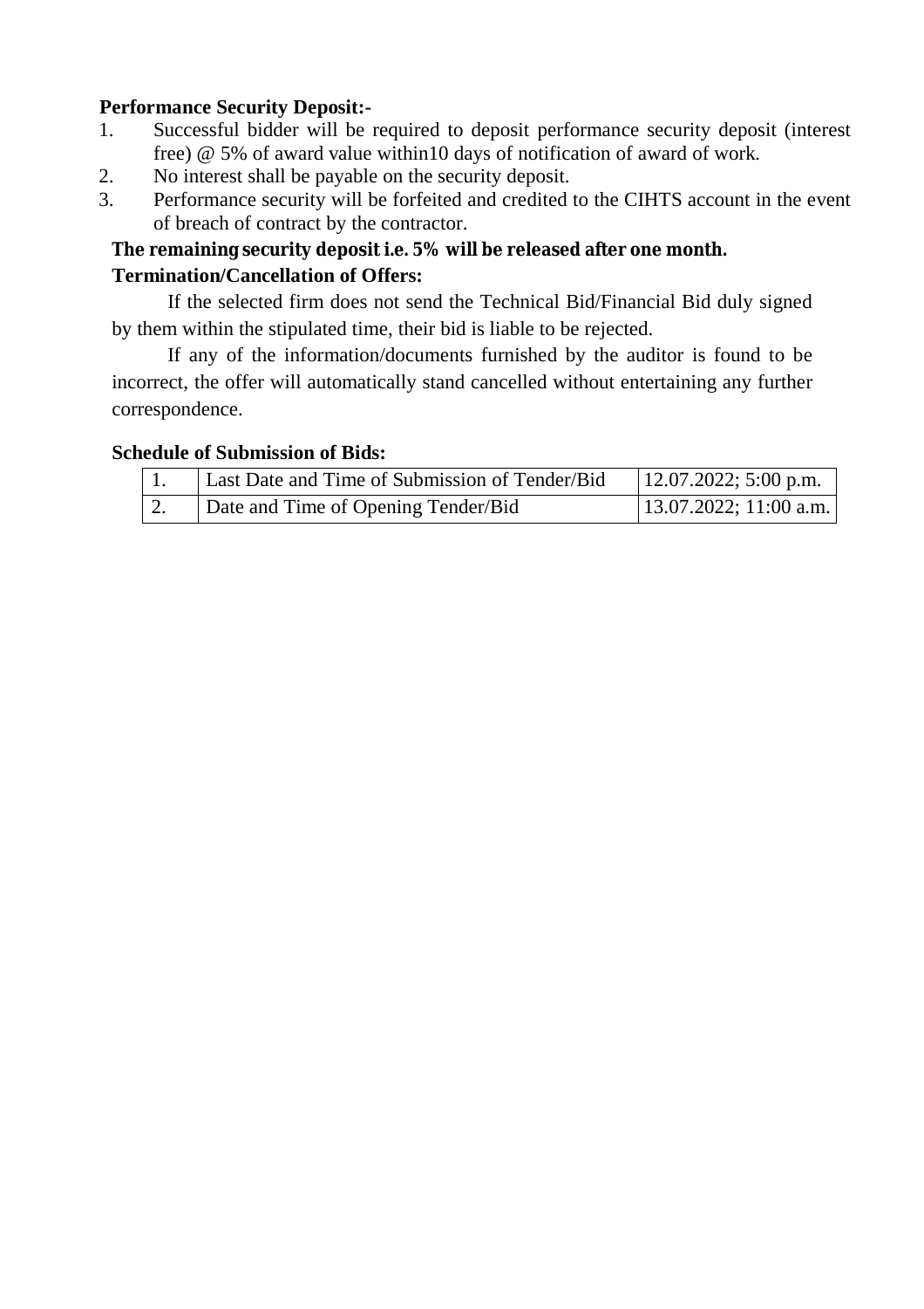**Performance Security Deposit:-**

1. Successful bidder will be required to deposit performance security deposit (interest free) @ 5% of award value within10 days of notification of award of work.
2. No interest shall be payable on the security deposit.
3. Performance security will be forfeited and credited to the CIHTS account in the event of breach of contract by the contractor.

**The remaining security deposit i.e. 5% will be released after one month.**

**Termination/Cancellation of Offers:**

If the selected firm does not send the Technical Bid/Financial Bid duly signed by them within the stipulated time, their bid is liable to be rejected.

If any of the information/documents furnished by the auditor is found to be incorrect, the offer will automatically stand cancelled without entertaining any further correspondence.

**Schedule of Submission of Bids:**

| | | |
|---|---|---|
| 1. | Last Date and Time of Submission of Tender/Bid | 12.07.2022; 5:00 p.m. |
| 2. | Date and Time of Opening Tender/Bid | 13.07.2022; 11:00 a.m. |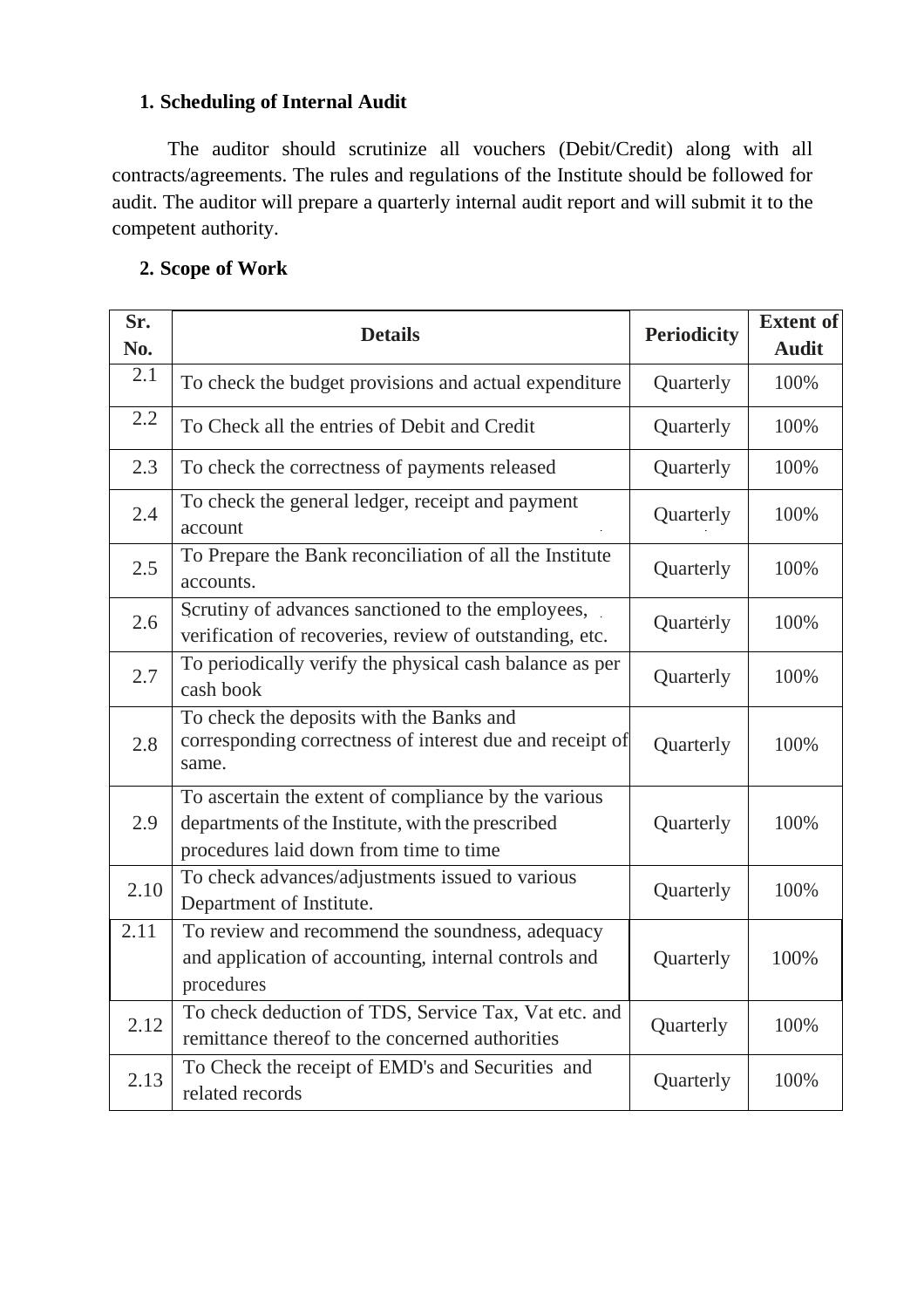**1. Scheduling of Internal Audit**

The auditor should scrutinize all vouchers (Debit/Credit) along with all contracts/agreements. The rules and regulations of the Institute should be followed for audit. The auditor will prepare a quarterly internal audit report and will submit it to the competent authority.

**2. Scope of Work**

| Sr. No. | Details | Periodicity | Extent of Audit |
|---|---|---|---|
| 2.1 | To check the budget provisions and actual expenditure | Quarterly | 100% |
| 2.2 | To Check all the entries of Debit and Credit | Quarterly | 100% |
| 2.3 | To check the correctness of payments released | Quarterly | 100% |
| 2.4 | To check the general ledger, receipt and payment account | Quarterly | 100% |
| 2.5 | To Prepare the Bank reconciliation of all the Institute accounts. | Quarterly | 100% |
| 2.6 | Scrutiny of advances sanctioned to the employees, verification of recoveries, review of outstanding, etc. | Quarterly | 100% |
| 2.7 | To periodically verify the physical cash balance as per cash book | Quarterly | 100% |
| 2.8 | To check the deposits with the Banks and corresponding correctness of interest due and receipt of same. | Quarterly | 100% |
| 2.9 | To ascertain the extent of compliance by the various departments of the Institute, with the prescribed procedures laid down from time to time | Quarterly | 100% |
| 2.10 | To check advances/adjustments issued to various Department of Institute. | Quarterly | 100% |
| 2.11 | To review and recommend the soundness, adequacy and application of accounting, internal controls and procedures | Quarterly | 100% |
| 2.12 | To check deduction of TDS, Service Tax, Vat etc. and remittance thereof to the concerned authorities | Quarterly | 100% |
| 2.13 | To Check the receipt of EMD's and Securities and related records | Quarterly | 100% |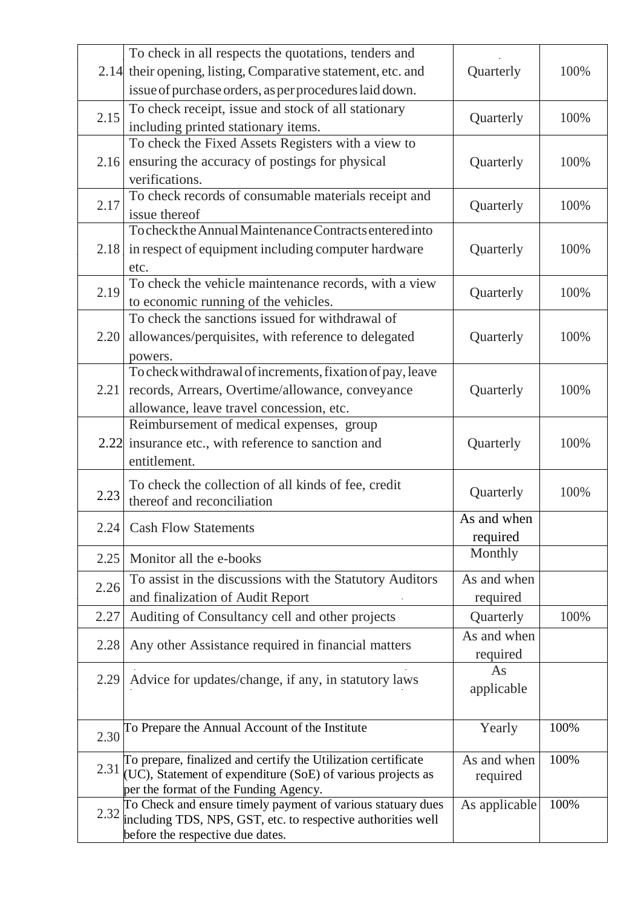| | | | |
|---|---|---|---|
| 2.14 | To check in all respects the quotations, tenders and their opening, listing, Comparative statement, etc. and issue of purchase orders, as per procedures laid down. | Quarterly | 100% |
| 2.15 | To check receipt, issue and stock of all stationary including printed stationary items. | Quarterly | 100% |
| 2.16 | To check the Fixed Assets Registers with a view to ensuring the accuracy of postings for physical verifications. | Quarterly | 100% |
| 2.17 | To check records of consumable materials receipt and issue thereof | Quarterly | 100% |
| 2.18 | To check the Annual Maintenance Contracts entered into in respect of equipment including computer hardware etc. | Quarterly | 100% |
| 2.19 | To check the vehicle maintenance records, with a view to economic running of the vehicles. | Quarterly | 100% |
| 2.20 | To check the sanctions issued for withdrawal of allowances/perquisites, with reference to delegated powers. | Quarterly | 100% |
| 2.21 | To check withdrawal of increments, fixation of pay, leave records, Arrears, Overtime/allowance, conveyance allowance, leave travel concession, etc. | Quarterly | 100% |
| 2.22 | Reimbursement of medical expenses, group insurance etc., with reference to sanction and entitlement. | Quarterly | 100% |
| 2.23 | To check the collection of all kinds of fee, credit thereof and reconciliation | Quarterly | 100% |
| 2.24 | Cash Flow Statements | As and when required | |
| 2.25 | Monitor all the e-books | Monthly | |
| 2.26 | To assist in the discussions with the Statutory Auditors and finalization of Audit Report | As and when required | |
| 2.27 | Auditing of Consultancy cell and other projects | Quarterly | 100% |
| 2.28 | Any other Assistance required in financial matters | As and when required | |
| 2.29 | Advice for updates/change, if any, in statutory laws | As applicable | |
| 2.30 | To Prepare the Annual Account of the Institute | Yearly | 100% |
| 2.31 | To prepare, finalized and certify the Utilization certificate (UC), Statement of expenditure (SoE) of various projects as per the format of the Funding Agency. | As and when required | 100% |
| 2.32 | To Check and ensure timely payment of various statuary dues including TDS, NPS, GST, etc. to respective authorities well before the respective due dates. | As applicable | 100% |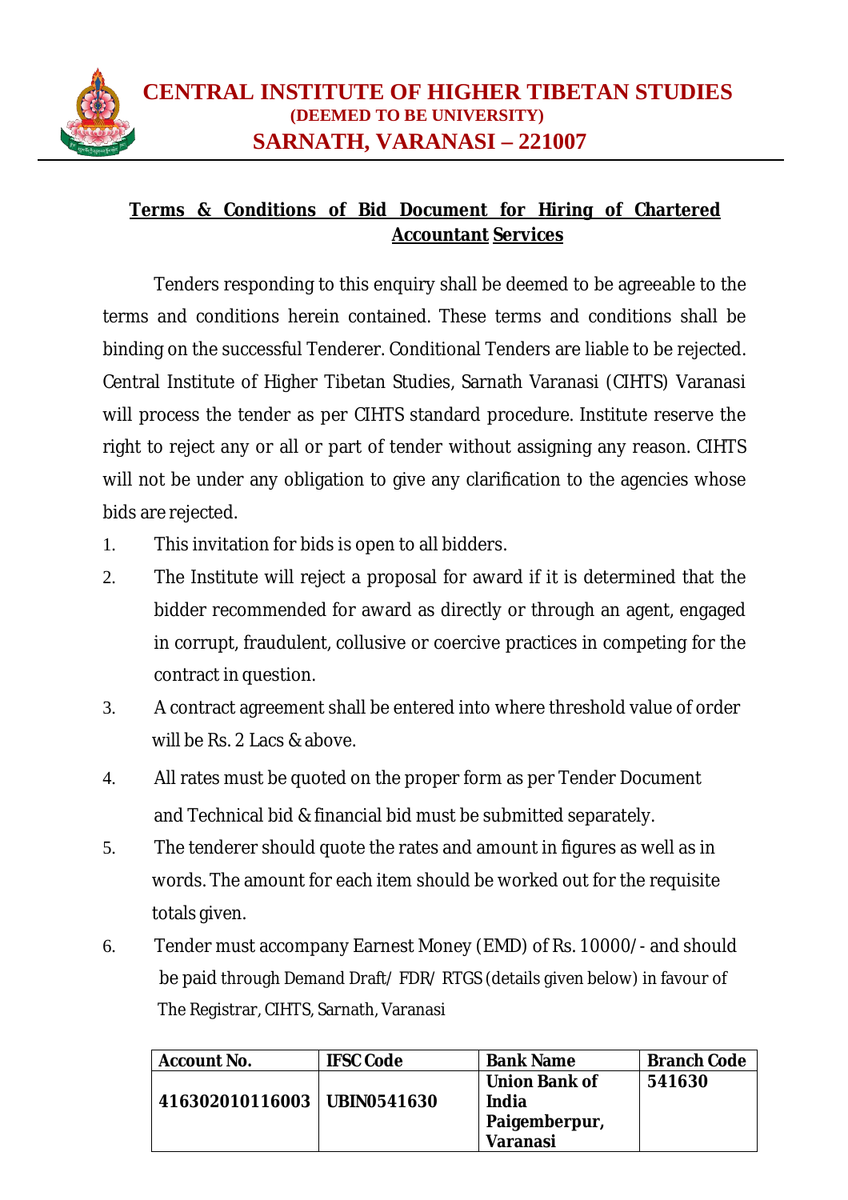# CENTRAL INSTITUTE OF HIGHER TIBETAN STUDIES
### (DEEMED TO BE UNIVERSITY)
## SARNATH, VARANASI – 221007

**Terms & Conditions of Bid Document for Hiring of Chartered Accountant Services**

Tenders responding to this enquiry shall be deemed to be agreeable to the terms and conditions herein contained. These terms and conditions shall be binding on the successful Tenderer. Conditional Tenders are liable to be rejected. Central Institute of Higher Tibetan Studies, Sarnath Varanasi (CIHTS) Varanasi will process the tender as per CIHTS standard procedure. Institute reserve the right to reject any or all or part of tender without assigning any reason. CIHTS will not be under any obligation to give any clarification to the agencies whose bids are rejected.

1. This invitation for bids is open to all bidders.
2. The Institute will reject a proposal for award if it is determined that the bidder recommended for award as directly or through an agent, engaged in corrupt, fraudulent, collusive or coercive practices in competing for the contract in question.
3. A contract agreement shall be entered into where threshold value of order will be Rs. 2 Lacs & above.
4. All rates must be quoted on the proper form as per Tender Document and Technical bid & financial bid must be submitted separately.
5. The tenderer should quote the rates and amount in figures as well as in words. The amount for each item should be worked out for the requisite totals given.
6. Tender must accompany Earnest Money (EMD) of Rs. 10000/- and should be paid through Demand Draft/ FDR/ RTGS (details given below) in favour of The Registrar, CIHTS, Sarnath, Varanasi

| Account No. | IFSC Code | Bank Name | Branch Code |
|---|---|---|---|
| **416302010116003** | **UBIN0541630** | **Union Bank of India Paigemberpur, Varanasi** | **541630** |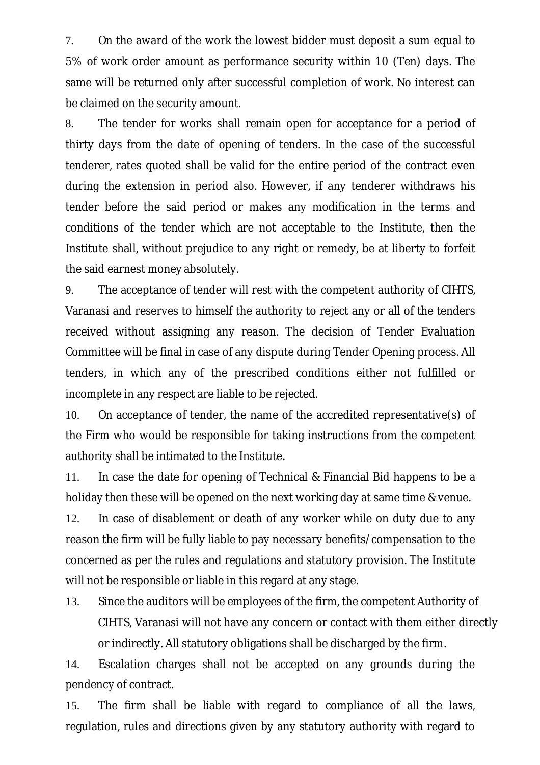7. On the award of the work the lowest bidder must deposit a sum equal to 5% of work order amount as performance security within 10 (Ten) days. The same will be returned only after successful completion of work. No interest can be claimed on the security amount.

8. The tender for works shall remain open for acceptance for a period of thirty days from the date of opening of tenders. In the case of the successful tenderer, rates quoted shall be valid for the entire period of the contract even during the extension in period also. However, if any tenderer withdraws his tender before the said period or makes any modification in the terms and conditions of the tender which are not acceptable to the Institute, then the Institute shall, without prejudice to any right or remedy, be at liberty to forfeit the said earnest money absolutely.

9. The acceptance of tender will rest with the competent authority of CIHTS, Varanasi and reserves to himself the authority to reject any or all of the tenders received without assigning any reason. The decision of Tender Evaluation Committee will be final in case of any dispute during Tender Opening process. All tenders, in which any of the prescribed conditions either not fulfilled or incomplete in any respect are liable to be rejected.

10. On acceptance of tender, the name of the accredited representative(s) of the Firm who would be responsible for taking instructions from the competent authority shall be intimated to the Institute.

11. In case the date for opening of Technical & Financial Bid happens to be a holiday then these will be opened on the next working day at same time & venue.

12. In case of disablement or death of any worker while on duty due to any reason the firm will be fully liable to pay necessary benefits/compensation to the concerned as per the rules and regulations and statutory provision. The Institute will not be responsible or liable in this regard at any stage.

13. Since the auditors will be employees of the firm, the competent Authority of CIHTS, Varanasi will not have any concern or contact with them either directly or indirectly. All statutory obligations shall be discharged by the firm.

14. Escalation charges shall not be accepted on any grounds during the pendency of contract.

15. The firm shall be liable with regard to compliance of all the laws, regulation, rules and directions given by any statutory authority with regard to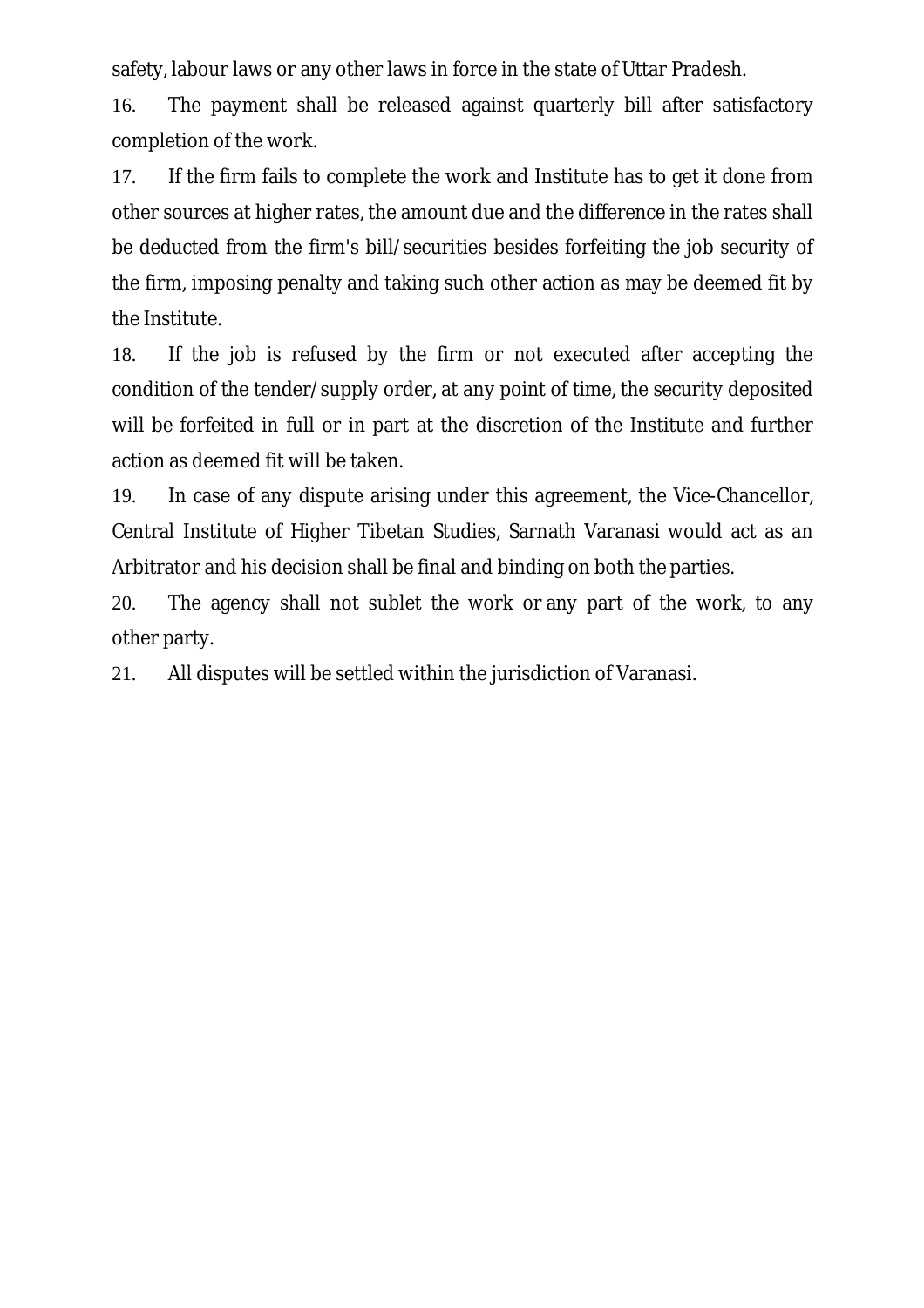safety, labour laws or any other laws in force in the state of Uttar Pradesh.

16. The payment shall be released against quarterly bill after satisfactory completion of the work.

17. If the firm fails to complete the work and Institute has to get it done from other sources at higher rates, the amount due and the difference in the rates shall be deducted from the firm's bill/securities besides forfeiting the job security of the firm, imposing penalty and taking such other action as may be deemed fit by the Institute.

18. If the job is refused by the firm or not executed after accepting the condition of the tender/supply order, at any point of time, the security deposited will be forfeited in full or in part at the discretion of the Institute and further action as deemed fit will be taken.

19. In case of any dispute arising under this agreement, the Vice-Chancellor, Central Institute of Higher Tibetan Studies, Sarnath Varanasi would act as an Arbitrator and his decision shall be final and binding on both the parties.

20. The agency shall not sublet the work or any part of the work, to any other party.

21. All disputes will be settled within the jurisdiction of Varanasi.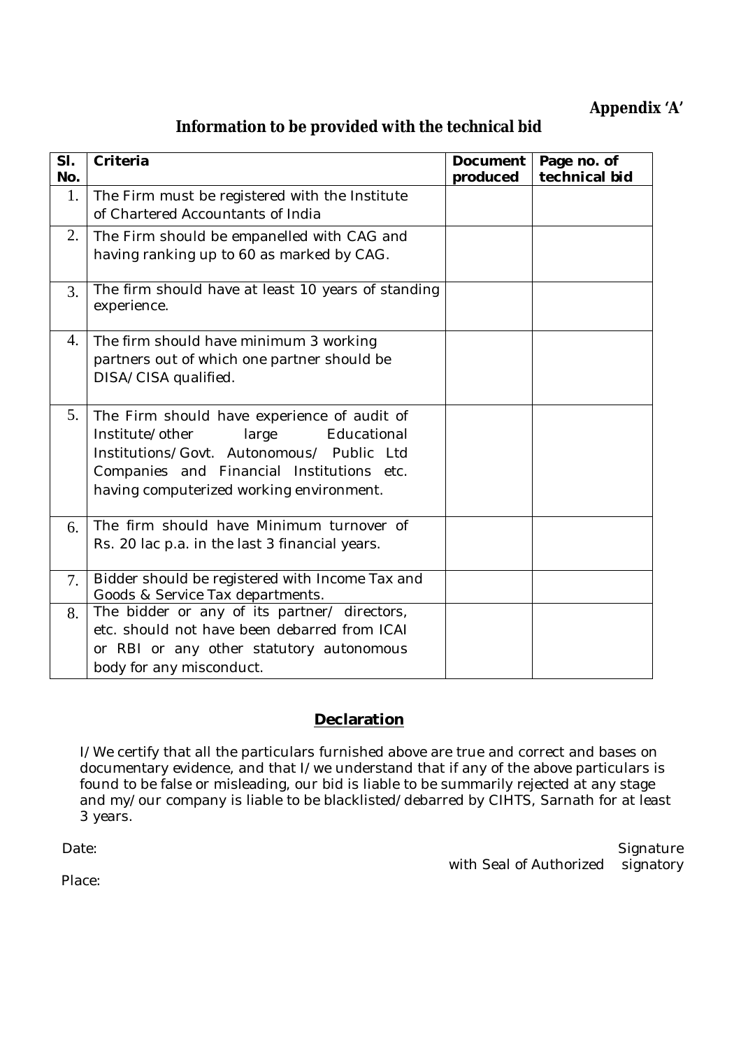**Appendix 'A'**

## Information to be provided with the technical bid

| Sl. No. | Criteria | Document produced | Page no. of technical bid |
|---|---|---|---|
| 1. | The Firm must be registered with the Institute of Chartered Accountants of India | | |
| 2. | The Firm should be empanelled with CAG and having ranking up to 60 as marked by CAG. | | |
| 3. | The firm should have at least 10 years of standing experience. | | |
| 4. | The firm should have minimum 3 working partners out of which one partner should be DISA/CISA qualified. | | |
| 5. | The Firm should have experience of audit of Institute/other large Educational Institutions/Govt. Autonomous/ Public Ltd Companies and Financial Institutions etc. having computerized working environment. | | |
| 6. | The firm should have Minimum turnover of Rs. 20 lac p.a. in the last 3 financial years. | | |
| 7. | Bidder should be registered with Income Tax and Goods & Service Tax departments. | | |
| 8. | The bidder or any of its partner/ directors, etc. should not have been debarred from ICAI or RBI or any other statutory autonomous body for any misconduct. | | |

### Declaration

I/We certify that all the particulars furnished above are true and correct and bases on documentary evidence, and that I/we understand that if any of the above particulars is found to be false or misleading, our bid is liable to be summarily rejected at any stage and my/our company is liable to be blacklisted/debarred by CIHTS, Sarnath for at least 3 years.

Date:

Signature with Seal of Authorized signatory

Place: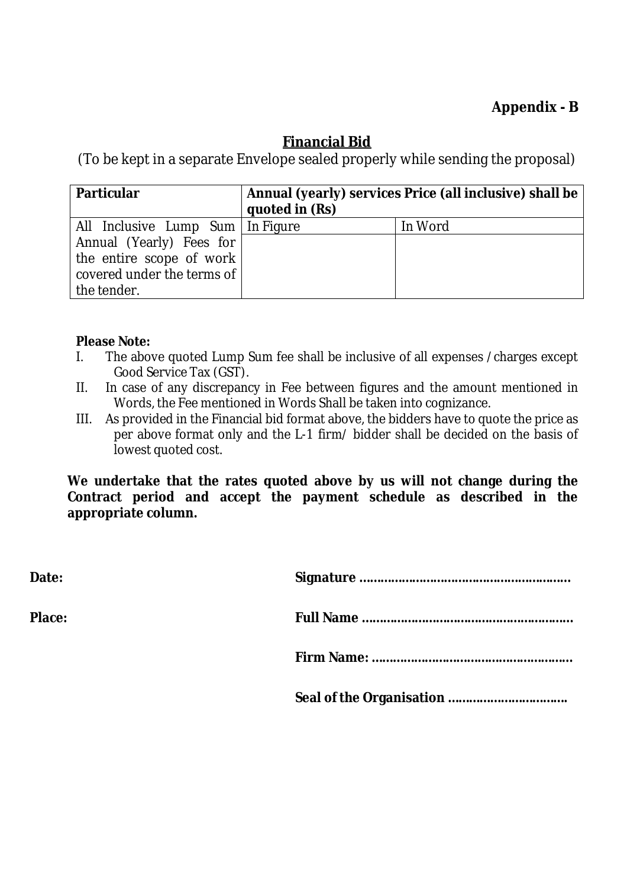**Appendix - B**

## Financial Bid

(To be kept in a separate Envelope sealed properly while sending the proposal)

| Particular | Annual (yearly) services Price (all inclusive) shall be quoted in (Rs) | |
|---|---|---|
| All Inclusive Lump Sum Annual (Yearly) Fees for the entire scope of work covered under the terms of the tender. | In Figure | In Word |
| | | |

**Please Note:**

I. The above quoted Lump Sum fee shall be inclusive of all expenses / charges except Good Service Tax (GST).

II. In case of any discrepancy in Fee between figures and the amount mentioned in Words, the Fee mentioned in Words Shall be taken into cognizance.

III. As provided in the Financial bid format above, the bidders have to quote the price as per above format only and the L-1 firm/ bidder shall be decided on the basis of lowest quoted cost.

**We undertake that the rates quoted above by us will not change during the Contract period and accept the payment schedule as described in the appropriate column.**

**Date:**

**Place:**

**Signature ......................................................**

**Full Name ......................................................**

**Firm Name: ....................................................**

**Seal of the Organisation ................................**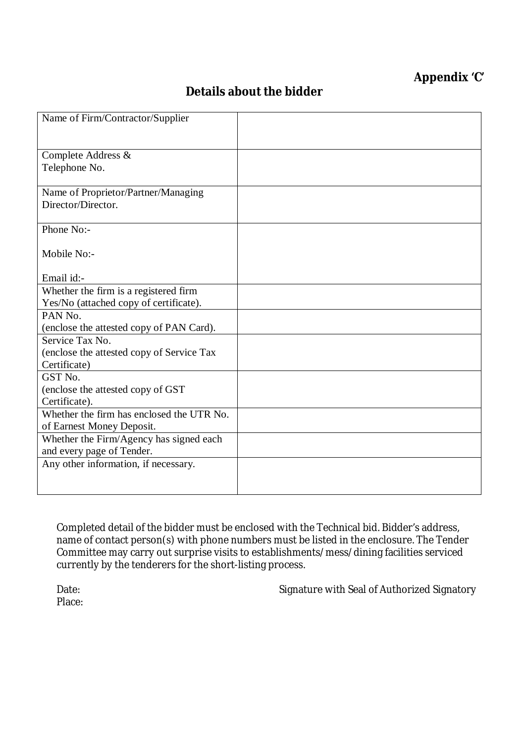**Appendix 'C'**

## Details about the bidder

| | |
|---|---|
| Name of Firm/Contractor/Supplier | |
| Complete Address & Telephone No. | |
| Name of Proprietor/Partner/Managing Director/Director. | |
| Phone No:-<br><br>Mobile No:-<br><br>Email id:- | |
| Whether the firm is a registered firm Yes/No (attached copy of certificate). | |
| PAN No. (enclose the attested copy of PAN Card). | |
| Service Tax No. (enclose the attested copy of Service Tax Certificate) | |
| GST No. (enclose the attested copy of GST Certificate). | |
| Whether the firm has enclosed the UTR No. of Earnest Money Deposit. | |
| Whether the Firm/Agency has signed each and every page of Tender. | |
| Any other information, if necessary. | |

Completed detail of the bidder must be enclosed with the Technical bid. Bidder's address, name of contact person(s) with phone numbers must be listed in the enclosure. The Tender Committee may carry out surprise visits to establishments/mess/dining facilities serviced currently by the tenderers for the short-listing process.

Date:

Place:

Signature with Seal of Authorized Signatory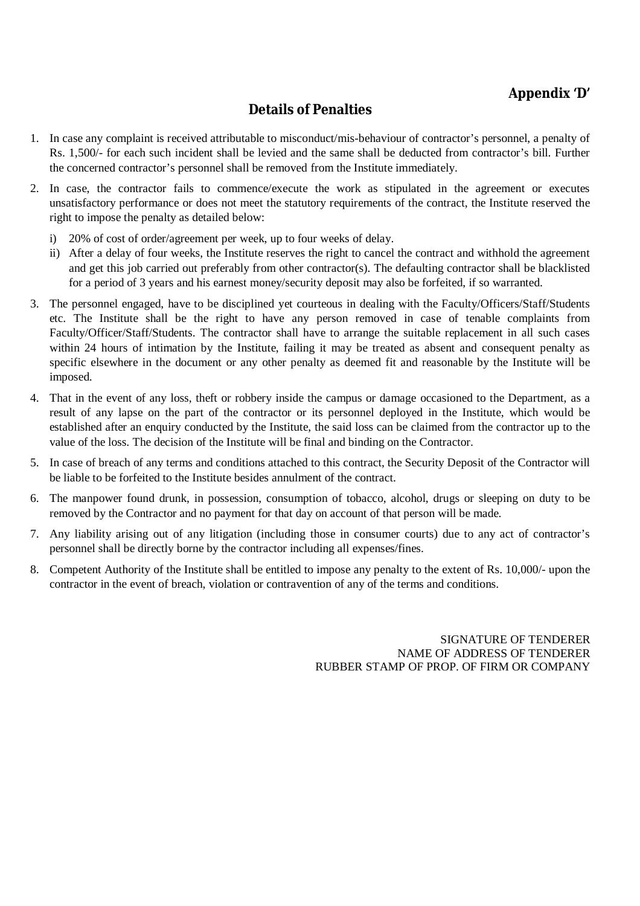**Appendix 'D'**

## Details of Penalties

1. In case any complaint is received attributable to misconduct/mis-behaviour of contractor's personnel, a penalty of Rs. 1,500/- for each such incident shall be levied and the same shall be deducted from contractor's bill. Further the concerned contractor's personnel shall be removed from the Institute immediately.
2. In case, the contractor fails to commence/execute the work as stipulated in the agreement or executes unsatisfactory performance or does not meet the statutory requirements of the contract, the Institute reserved the right to impose the penalty as detailed below:
   - i) 20% of cost of order/agreement per week, up to four weeks of delay.
   - ii) After a delay of four weeks, the Institute reserves the right to cancel the contract and withhold the agreement and get this job carried out preferably from other contractor(s). The defaulting contractor shall be blacklisted for a period of 3 years and his earnest money/security deposit may also be forfeited, if so warranted.
3. The personnel engaged, have to be disciplined yet courteous in dealing with the Faculty/Officers/Staff/Students etc. The Institute shall be the right to have any person removed in case of tenable complaints from Faculty/Officer/Staff/Students. The contractor shall have to arrange the suitable replacement in all such cases within 24 hours of intimation by the Institute, failing it may be treated as absent and consequent penalty as specific elsewhere in the document or any other penalty as deemed fit and reasonable by the Institute will be imposed.
4. That in the event of any loss, theft or robbery inside the campus or damage occasioned to the Department, as a result of any lapse on the part of the contractor or its personnel deployed in the Institute, which would be established after an enquiry conducted by the Institute, the said loss can be claimed from the contractor up to the value of the loss. The decision of the Institute will be final and binding on the Contractor.
5. In case of breach of any terms and conditions attached to this contract, the Security Deposit of the Contractor will be liable to be forfeited to the Institute besides annulment of the contract.
6. The manpower found drunk, in possession, consumption of tobacco, alcohol, drugs or sleeping on duty to be removed by the Contractor and no payment for that day on account of that person will be made.
7. Any liability arising out of any litigation (including those in consumer courts) due to any act of contractor's personnel shall be directly borne by the contractor including all expenses/fines.
8. Competent Authority of the Institute shall be entitled to impose any penalty to the extent of Rs. 10,000/- upon the contractor in the event of breach, violation or contravention of any of the terms and conditions.

SIGNATURE OF TENDERER
NAME OF ADDRESS OF TENDERER
RUBBER STAMP OF PROP. OF FIRM OR COMPANY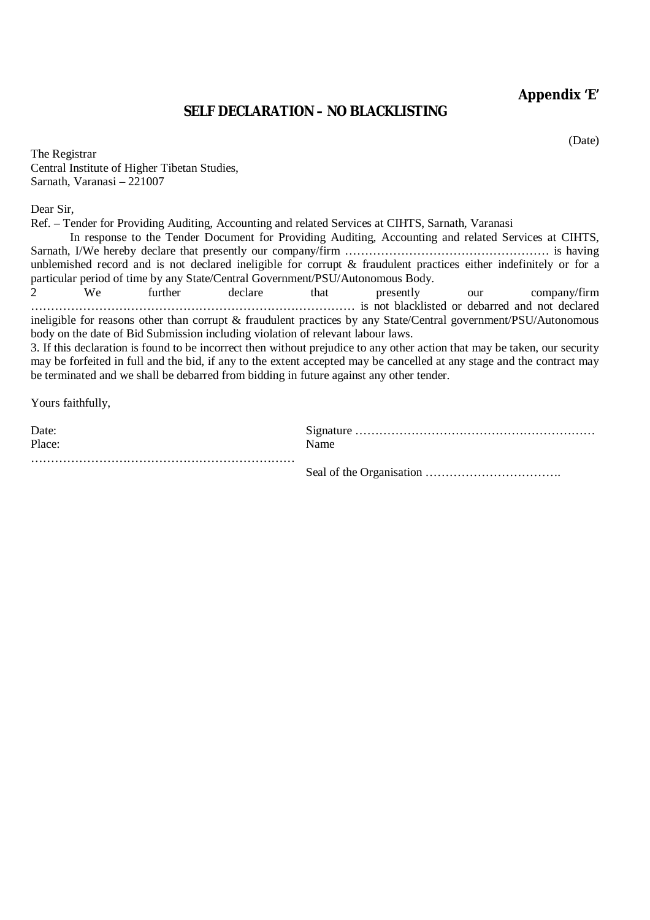**Appendix 'E'**

## SELF DECLARATION – NO BLACKLISTING

(Date)

The Registrar
Central Institute of Higher Tibetan Studies,
Sarnath, Varanasi – 221007

Dear Sir,

Ref. – Tender for Providing Auditing, Accounting and related Services at CIHTS, Sarnath, Varanasi

In response to the Tender Document for Providing Auditing, Accounting and related Services at CIHTS, Sarnath, I/We hereby declare that presently our company/firm …………………………………………… is having unblemished record and is not declared ineligible for corrupt & fraudulent practices either indefinitely or for a particular period of time by any State/Central Government/PSU/Autonomous Body.

2 We further declare that presently our company/firm ……………………………………………………………………… is not blacklisted or debarred and not declared ineligible for reasons other than corrupt & fraudulent practices by any State/Central government/PSU/Autonomous body on the date of Bid Submission including violation of relevant labour laws.

3. If this declaration is found to be incorrect then without prejudice to any other action that may be taken, our security may be forfeited in full and the bid, if any to the extent accepted may be cancelled at any stage and the contract may be terminated and we shall be debarred from bidding in future against any other tender.

Yours faithfully,

Date:
Place:
…………………………………………………………

Signature ……………………………………………………
Name

Seal of the Organisation …………………………….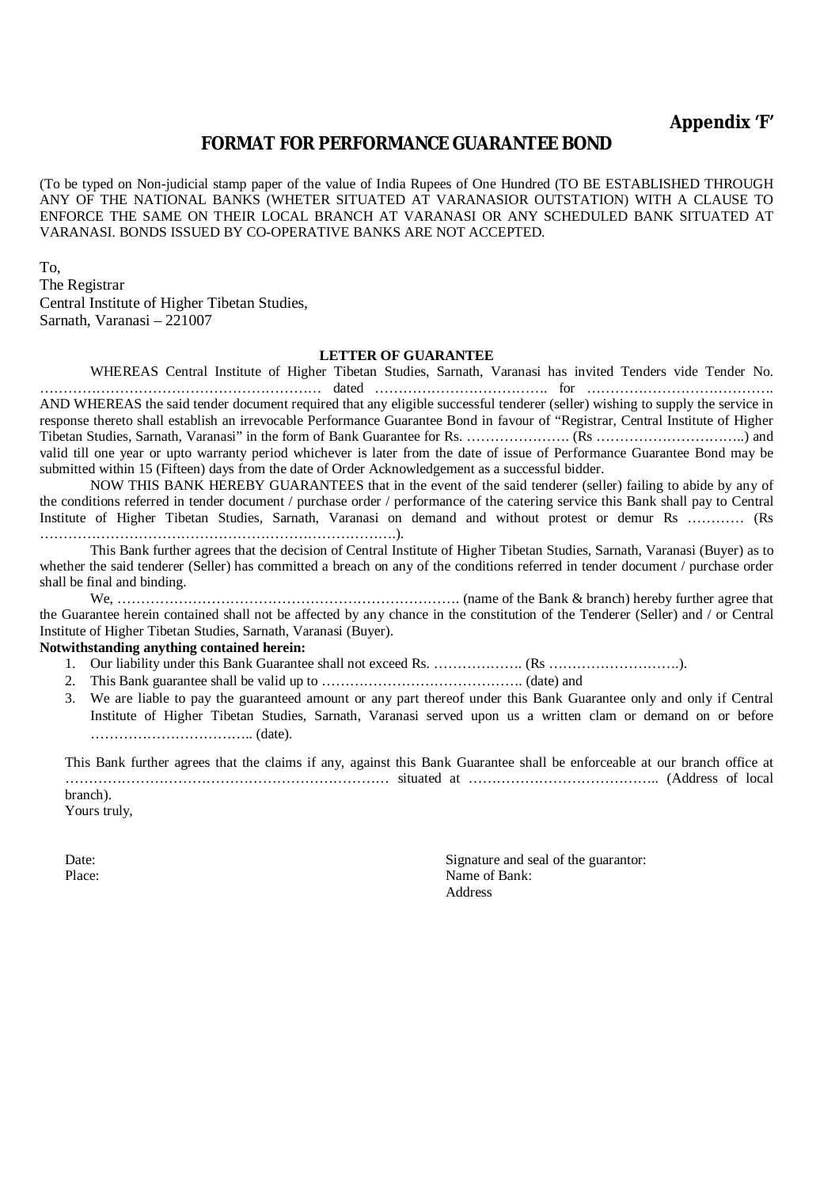**Appendix 'F'**

## FORMAT FOR PERFORMANCE GUARANTEE BOND

(To be typed on Non-judicial stamp paper of the value of India Rupees of One Hundred (TO BE ESTABLISHED THROUGH ANY OF THE NATIONAL BANKS (WHETER SITUATED AT VARANASIOR OUTSTATION) WITH A CLAUSE TO ENFORCE THE SAME ON THEIR LOCAL BRANCH AT VARANASI OR ANY SCHEDULED BANK SITUATED AT VARANASI. BONDS ISSUED BY CO-OPERATIVE BANKS ARE NOT ACCEPTED.

To,
The Registrar
Central Institute of Higher Tibetan Studies,
Sarnath, Varanasi – 221007

### LETTER OF GUARANTEE

WHEREAS Central Institute of Higher Tibetan Studies, Sarnath, Varanasi has invited Tenders vide Tender No. …………………………………………………… dated ………………………………. for ………………………………….
AND WHEREAS the said tender document required that any eligible successful tenderer (seller) wishing to supply the service in response thereto shall establish an irrevocable Performance Guarantee Bond in favour of "Registrar, Central Institute of Higher Tibetan Studies, Sarnath, Varanasi" in the form of Bank Guarantee for Rs. …………………. (Rs …………………………..) and valid till one year or upto warranty period whichever is later from the date of issue of Performance Guarantee Bond may be submitted within 15 (Fifteen) days from the date of Order Acknowledgement as a successful bidder.

NOW THIS BANK HEREBY GUARANTEES that in the event of the said tenderer (seller) failing to abide by any of the conditions referred in tender document / purchase order / performance of the catering service this Bank shall pay to Central Institute of Higher Tibetan Studies, Sarnath, Varanasi on demand and without protest or demur Rs ………… (Rs ………………………………………………………………….).

This Bank further agrees that the decision of Central Institute of Higher Tibetan Studies, Sarnath, Varanasi (Buyer) as to whether the said tenderer (Seller) has committed a breach on any of the conditions referred in tender document / purchase order shall be final and binding.

We, ………………………………………………………………. (name of the Bank & branch) hereby further agree that the Guarantee herein contained shall not be affected by any chance in the constitution of the Tenderer (Seller) and / or Central Institute of Higher Tibetan Studies, Sarnath, Varanasi (Buyer).

**Notwithstanding anything contained herein:**

1. Our liability under this Bank Guarantee shall not exceed Rs. ………………. (Rs ……………………….).
2. This Bank guarantee shall be valid up to ……………………………………. (date) and
3. We are liable to pay the guaranteed amount or any part thereof under this Bank Guarantee only and only if Central Institute of Higher Tibetan Studies, Sarnath, Varanasi served upon us a written clam or demand on or before …………………………….. (date).

This Bank further agrees that the claims if any, against this Bank Guarantee shall be enforceable at our branch office at …………………………………………………………… situated at ………………………………….. (Address of local branch).

Yours truly,

Date:
Place:

Signature and seal of the guarantor:
Name of Bank:
Address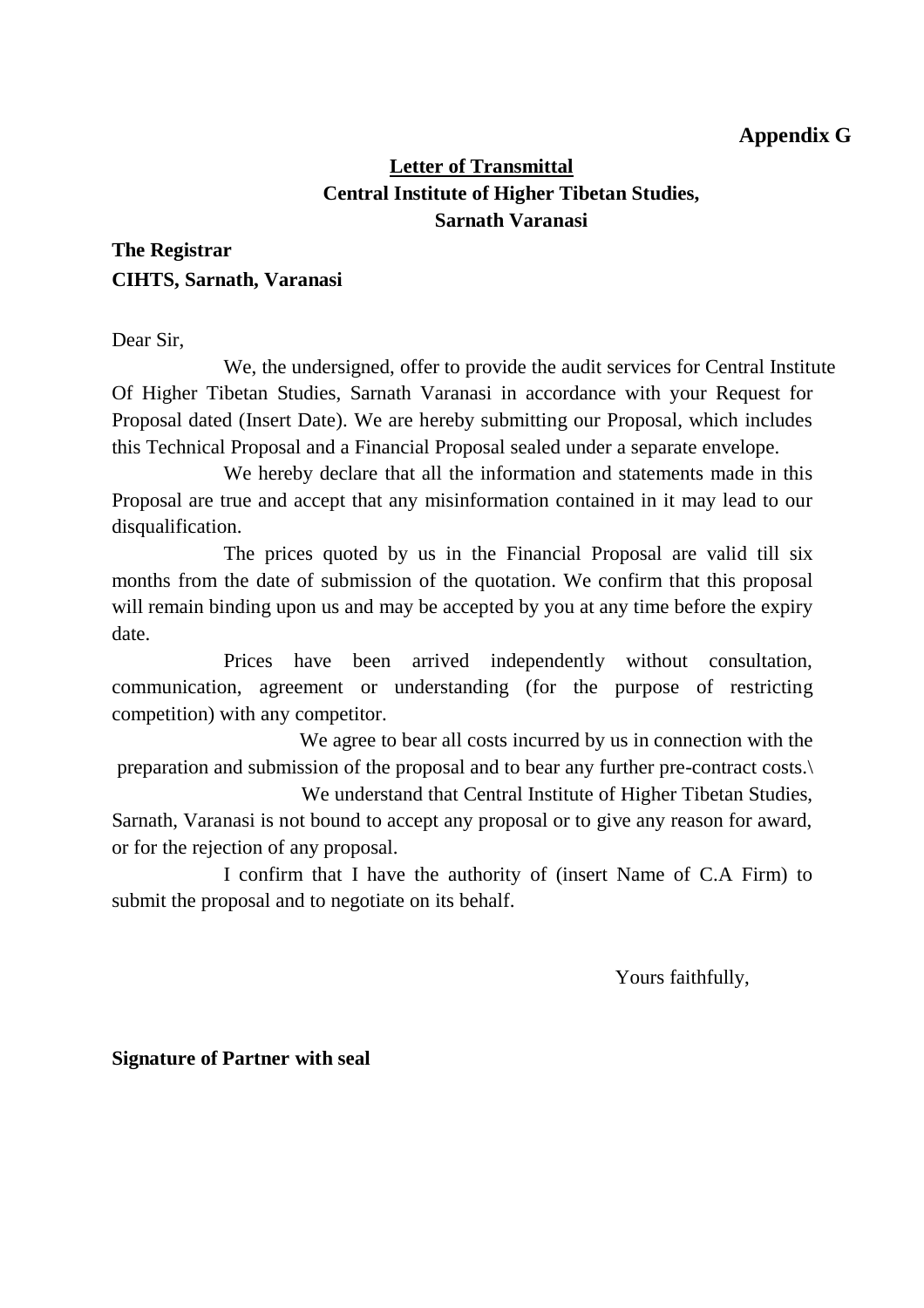**Appendix G**

**Letter of Transmittal**
**Central Institute of Higher Tibetan Studies,**
**Sarnath Varanasi**

**The Registrar**
**CIHTS, Sarnath, Varanasi**

Dear Sir,

We, the undersigned, offer to provide the audit services for Central Institute Of Higher Tibetan Studies, Sarnath Varanasi in accordance with your Request for Proposal dated (Insert Date). We are hereby submitting our Proposal, which includes this Technical Proposal and a Financial Proposal sealed under a separate envelope.

We hereby declare that all the information and statements made in this Proposal are true and accept that any misinformation contained in it may lead to our disqualification.

The prices quoted by us in the Financial Proposal are valid till six months from the date of submission of the quotation. We confirm that this proposal will remain binding upon us and may be accepted by you at any time before the expiry date.

Prices have been arrived independently without consultation, communication, agreement or understanding (for the purpose of restricting competition) with any competitor.

We agree to bear all costs incurred by us in connection with the preparation and submission of the proposal and to bear any further pre-contract costs.\

We understand that Central Institute of Higher Tibetan Studies, Sarnath, Varanasi is not bound to accept any proposal or to give any reason for award, or for the rejection of any proposal.

I confirm that I have the authority of (insert Name of C.A Firm) to submit the proposal and to negotiate on its behalf.

Yours faithfully,

**Signature of Partner with seal**